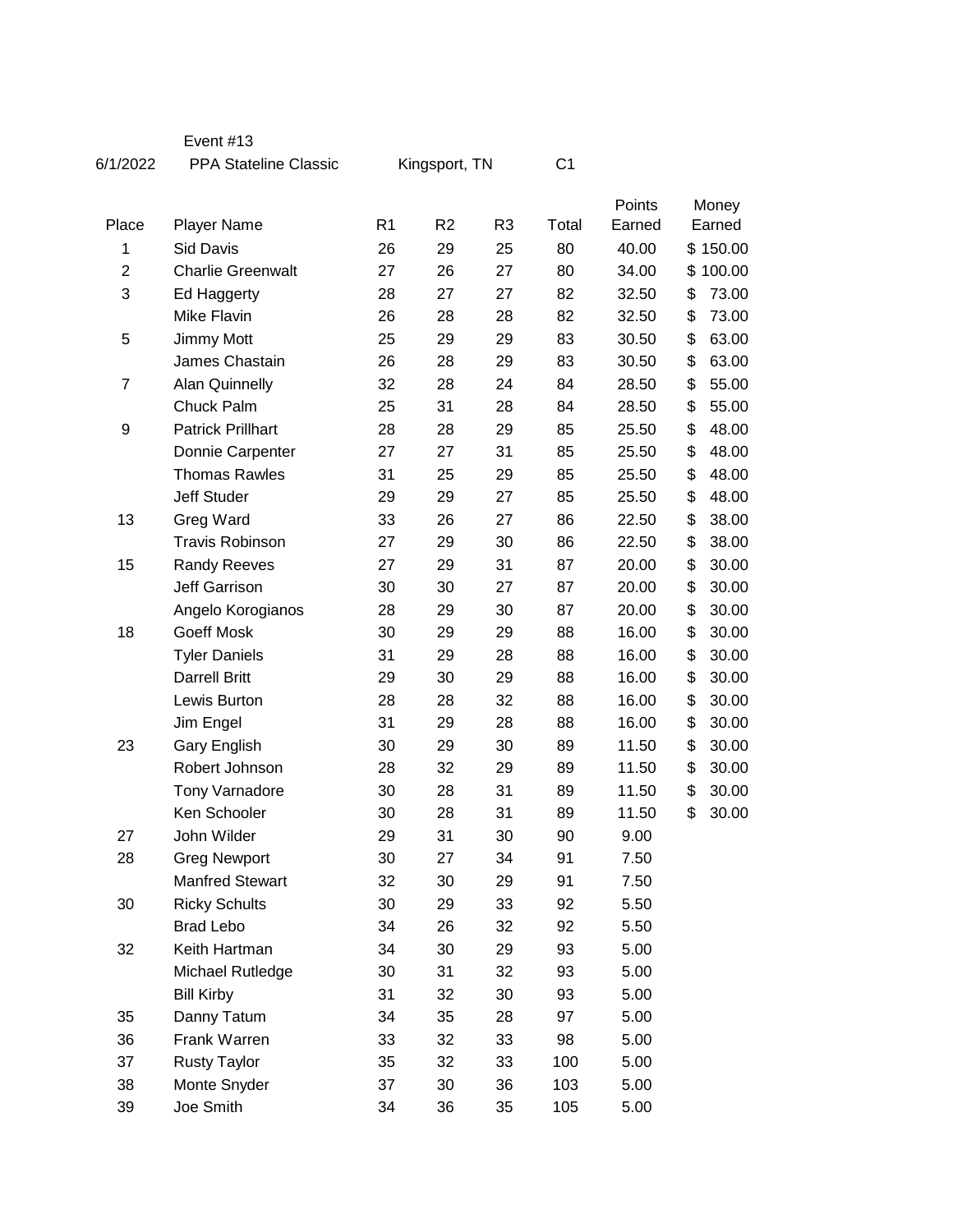Event #13

6/1/2022 PPA Stateline Classic Kingsport, TN C1

| Place | Player Name | R1 | R2 | R3 | Total | Points Earned | Money Earned |
|---|---|---|---|---|---|---|---|
| 1 | Sid Davis | 26 | 29 | 25 | 80 | 40.00 | $ 150.00 |
| 2 | Charlie Greenwalt | 27 | 26 | 27 | 80 | 34.00 | $ 100.00 |
| 3 | Ed Haggerty | 28 | 27 | 27 | 82 | 32.50 | $ 73.00 |
| | Mike Flavin | 26 | 28 | 28 | 82 | 32.50 | $ 73.00 |
| 5 | Jimmy Mott | 25 | 29 | 29 | 83 | 30.50 | $ 63.00 |
| | James Chastain | 26 | 28 | 29 | 83 | 30.50 | $ 63.00 |
| 7 | Alan Quinnelly | 32 | 28 | 24 | 84 | 28.50 | $ 55.00 |
| | Chuck Palm | 25 | 31 | 28 | 84 | 28.50 | $ 55.00 |
| 9 | Patrick Prillhart | 28 | 28 | 29 | 85 | 25.50 | $ 48.00 |
| | Donnie Carpenter | 27 | 27 | 31 | 85 | 25.50 | $ 48.00 |
| | Thomas Rawles | 31 | 25 | 29 | 85 | 25.50 | $ 48.00 |
| | Jeff Studer | 29 | 29 | 27 | 85 | 25.50 | $ 48.00 |
| 13 | Greg Ward | 33 | 26 | 27 | 86 | 22.50 | $ 38.00 |
| | Travis Robinson | 27 | 29 | 30 | 86 | 22.50 | $ 38.00 |
| 15 | Randy Reeves | 27 | 29 | 31 | 87 | 20.00 | $ 30.00 |
| | Jeff Garrison | 30 | 30 | 27 | 87 | 20.00 | $ 30.00 |
| | Angelo Korogianos | 28 | 29 | 30 | 87 | 20.00 | $ 30.00 |
| 18 | Goeff Mosk | 30 | 29 | 29 | 88 | 16.00 | $ 30.00 |
| | Tyler Daniels | 31 | 29 | 28 | 88 | 16.00 | $ 30.00 |
| | Darrell Britt | 29 | 30 | 29 | 88 | 16.00 | $ 30.00 |
| | Lewis Burton | 28 | 28 | 32 | 88 | 16.00 | $ 30.00 |
| | Jim Engel | 31 | 29 | 28 | 88 | 16.00 | $ 30.00 |
| 23 | Gary English | 30 | 29 | 30 | 89 | 11.50 | $ 30.00 |
| | Robert Johnson | 28 | 32 | 29 | 89 | 11.50 | $ 30.00 |
| | Tony Varnadore | 30 | 28 | 31 | 89 | 11.50 | $ 30.00 |
| | Ken Schooler | 30 | 28 | 31 | 89 | 11.50 | $ 30.00 |
| 27 | John Wilder | 29 | 31 | 30 | 90 | 9.00 | |
| 28 | Greg Newport | 30 | 27 | 34 | 91 | 7.50 | |
| | Manfred Stewart | 32 | 30 | 29 | 91 | 7.50 | |
| 30 | Ricky Schults | 30 | 29 | 33 | 92 | 5.50 | |
| | Brad Lebo | 34 | 26 | 32 | 92 | 5.50 | |
| 32 | Keith Hartman | 34 | 30 | 29 | 93 | 5.00 | |
| | Michael Rutledge | 30 | 31 | 32 | 93 | 5.00 | |
| | Bill Kirby | 31 | 32 | 30 | 93 | 5.00 | |
| 35 | Danny Tatum | 34 | 35 | 28 | 97 | 5.00 | |
| 36 | Frank Warren | 33 | 32 | 33 | 98 | 5.00 | |
| 37 | Rusty Taylor | 35 | 32 | 33 | 100 | 5.00 | |
| 38 | Monte Snyder | 37 | 30 | 36 | 103 | 5.00 | |
| 39 | Joe Smith | 34 | 36 | 35 | 105 | 5.00 | |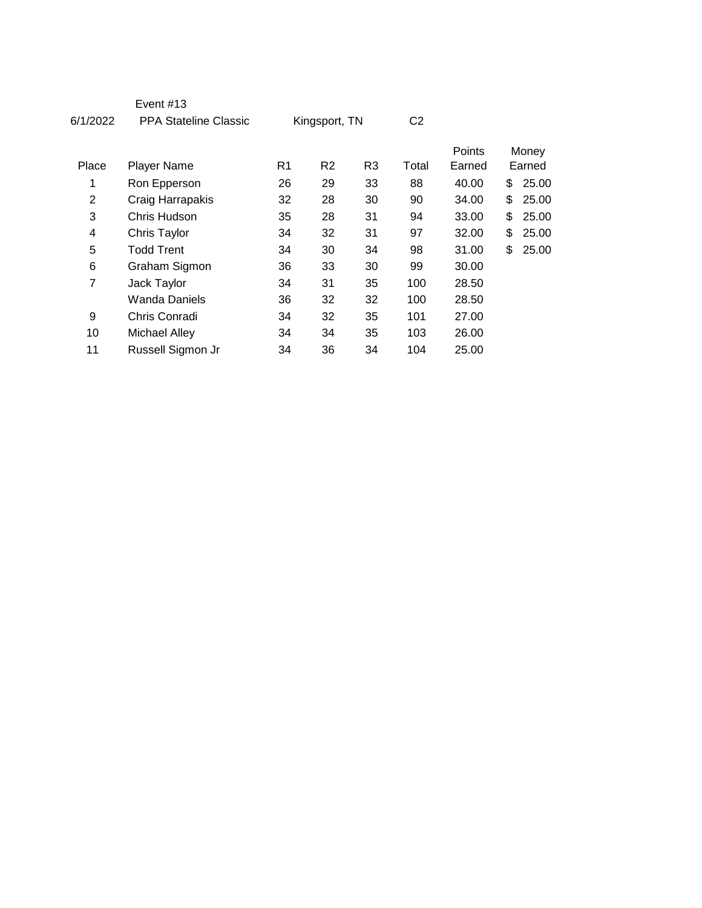Event #13

6/1/2022 PPA Stateline Classic Kingsport, TN C2

| Place | Player Name | R1 | R2 | R3 | Total | Points Earned | Money Earned |
|---|---|---|---|---|---|---|---|
| 1 | Ron Epperson | 26 | 29 | 33 | 88 | 40.00 | $ 25.00 |
| 2 | Craig Harrapakis | 32 | 28 | 30 | 90 | 34.00 | $ 25.00 |
| 3 | Chris Hudson | 35 | 28 | 31 | 94 | 33.00 | $ 25.00 |
| 4 | Chris Taylor | 34 | 32 | 31 | 97 | 32.00 | $ 25.00 |
| 5 | Todd Trent | 34 | 30 | 34 | 98 | 31.00 | $ 25.00 |
| 6 | Graham Sigmon | 36 | 33 | 30 | 99 | 30.00 | |
| 7 | Jack Taylor | 34 | 31 | 35 | 100 | 28.50 | |
| | Wanda Daniels | 36 | 32 | 32 | 100 | 28.50 | |
| 9 | Chris Conradi | 34 | 32 | 35 | 101 | 27.00 | |
| 10 | Michael Alley | 34 | 34 | 35 | 103 | 26.00 | |
| 11 | Russell Sigmon Jr | 34 | 36 | 34 | 104 | 25.00 | |